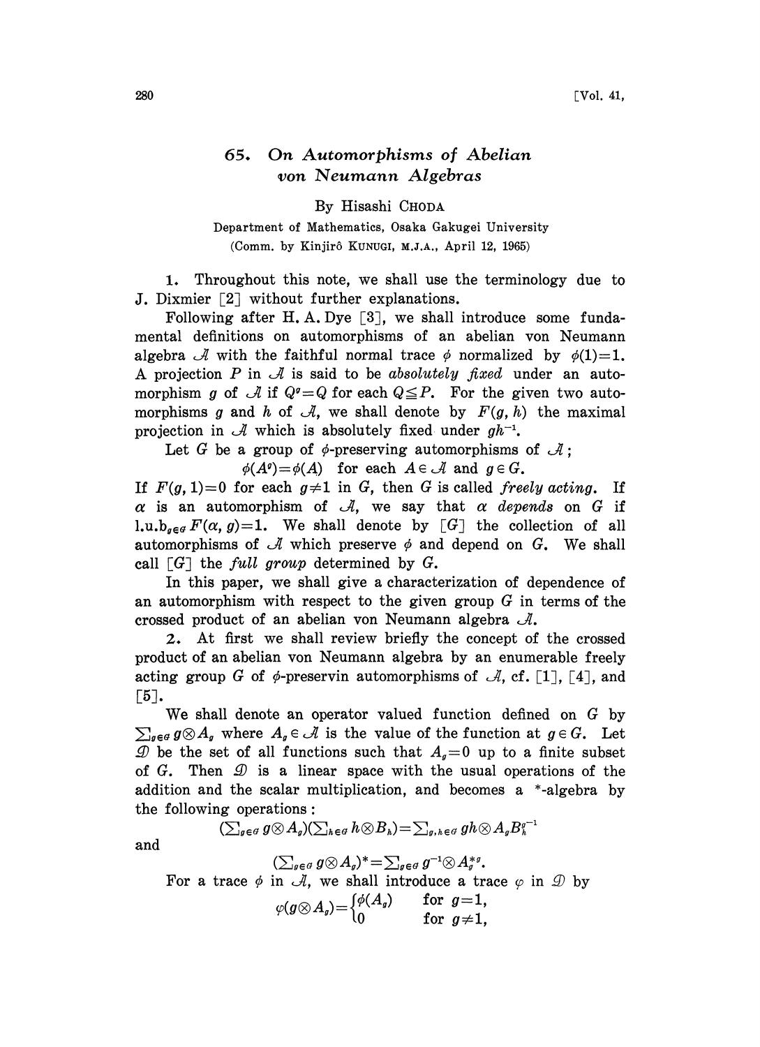# 65. On Automorphisms of Abelian von Neumann Algebras

By Hisashi CHODA

Department of Mathematics, Osaka Gakugei University

(Comm. by Kinjirô KUNUGI, M.J.A., April 12, 1965)

1. Throughout this note, we shall use the terminology due to J. Dixmier [2] without further explanations.

Following after H. A. Dye [3], we shall introduce some fundamental definitions on automorphisms of an abelian von Neumann algebra $\mathcal{A}$ with the faithful normal trace $\phi$ normalized by $\phi(1)=1$. A projection $P$ in $\mathcal{A}$ is said to be *absolutely fixed* under an automorphism $g$ of $\mathcal{A}$ if $Q^g=Q$ for each $Q\leqq P$. For the given two automorphisms $g$ and $h$ of $\mathcal{A}$, we shall denote by $F(g, h)$ the maximal projection in $\mathcal{A}$ which is absolutely fixed under $gh^{-1}$.

Let $G$ be a group of $\phi$-preserving automorphisms of $\mathcal{A}$;

$$\phi(A^g)=\phi(A) \quad \text{for each } A\in\mathcal{A} \text{ and } g\in G.$$

If $F(g, 1)=0$ for each $g\neq 1$ in $G$, then $G$ is called *freely acting*. If $\alpha$ is an automorphism of $\mathcal{A}$, we say that $\alpha$ *depends* on $G$ if $\text{l.u.b}_{g\in G} F(\alpha, g)=1$. We shall denote by $[G]$ the collection of all automorphisms of $\mathcal{A}$ which preserve $\phi$ and depend on $G$. We shall call $[G]$ the *full group* determined by $G$.

In this paper, we shall give a characterization of dependence of an automorphism with respect to the given group $G$ in terms of the crossed product of an abelian von Neumann algebra $\mathcal{A}$.

2. At first we shall review briefly the concept of the crossed product of an abelian von Neumann algebra by an enumerable freely acting group $G$ of $\phi$-preservin automorphisms of $\mathcal{A}$, cf. [1], [4], and [5].

We shall denote an operator valued function defined on $G$ by $\sum_{g\in G} g\otimes A_g$ where $A_g\in\mathcal{A}$ is the value of the function at $g\in G$. Let $\mathcal{D}$ be the set of all functions such that $A_g=0$ up to a finite subset of $G$. Then $\mathcal{D}$ is a linear space with the usual operations of the addition and the scalar multiplication, and becomes a \*-algebra by the following operations:

$$(\textstyle\sum_{g\in G} g\otimes A_g)(\sum_{h\in G} h\otimes B_h)=\sum_{g,h\in G} gh\otimes A_g B_h^{g^{-1}}$$

and

$$(\textstyle\sum_{g\in G} g\otimes A_g)^*=\sum_{g\in G} g^{-1}\otimes A_g^{*g}.$$

For a trace $\phi$ in $\mathcal{A}$, we shall introduce a trace $\varphi$ in $\mathcal{D}$ by

$$\varphi(g\otimes A_g)=\begin{cases}\phi(A_g) & \text{for } g=1,\\ 0 & \text{for } g\neq 1,\end{cases}$$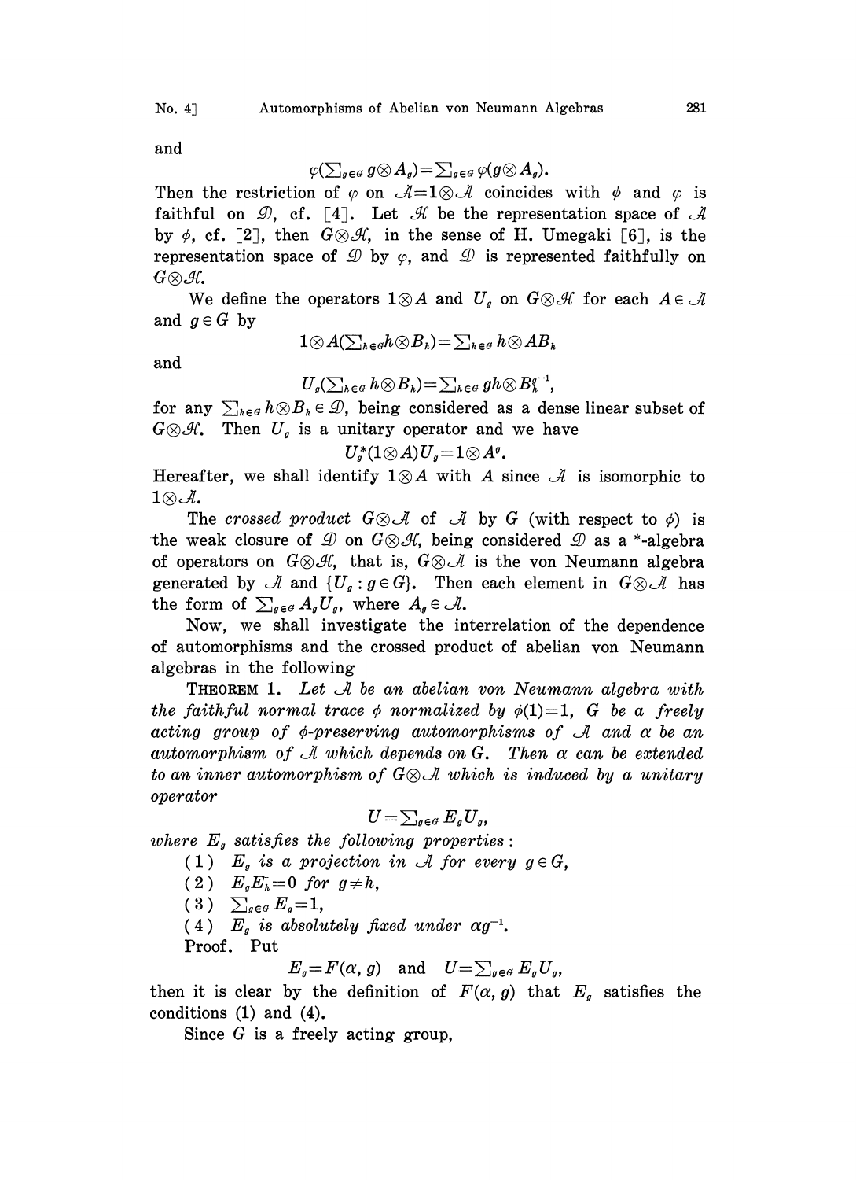and

$$\varphi(\sum_{g\in G} g\otimes A_g)=\sum_{g\in G}\varphi(g\otimes A_g).$$

Then the restriction of $\varphi$ on $\mathcal{A}=1\otimes\mathcal{A}$ coincides with $\phi$ and $\varphi$ is faithful on $\mathcal{D}$, cf. [4]. Let $\mathcal{H}$ be the representation space of $\mathcal{A}$ by $\phi$, cf. [2], then $G\otimes\mathcal{H}$, in the sense of H. Umegaki [6], is the representation space of $\mathcal{D}$ by $\varphi$, and $\mathcal{D}$ is represented faithfully on $G\otimes\mathcal{H}$.

We define the operators $1\otimes A$ and $U_g$ on $G\otimes\mathcal{H}$ for each $A\in\mathcal{A}$ and $g\in G$ by

$$1\otimes A(\sum_{h\in G} h\otimes B_h)=\sum_{h\in G} h\otimes AB_h$$

and

$$U_g(\sum_{h\in G} h\otimes B_h)=\sum_{h\in G} gh\otimes B_h^{g^{-1}},$$

for any $\sum_{h\in G} h\otimes B_h\in\mathcal{D}$, being considered as a dense linear subset of $G\otimes\mathcal{H}$. Then $U_g$ is a unitary operator and we have

$$U_g^*(1\otimes A)U_g=1\otimes A^g.$$

Hereafter, we shall identify $1\otimes A$ with $A$ since $\mathcal{A}$ is isomorphic to $1\otimes\mathcal{A}$.

The *crossed product* $G\otimes\mathcal{A}$ of $\mathcal{A}$ by $G$ (with respect to $\phi$) is the weak closure of $\mathcal{D}$ on $G\otimes\mathcal{H}$, being considered $\mathcal{D}$ as a \*-algebra of operators on $G\otimes\mathcal{H}$, that is, $G\otimes\mathcal{A}$ is the von Neumann algebra generated by $\mathcal{A}$ and $\{U_g : g\in G\}$. Then each element in $G\otimes\mathcal{A}$ has the form of $\sum_{g\in G} A_g U_g$, where $A_g\in\mathcal{A}$.

Now, we shall investigate the interrelation of the dependence of automorphisms and the crossed product of abelian von Neumann algebras in the following

THEOREM 1. *Let $\mathcal{A}$ be an abelian von Neumann algebra with the faithful normal trace $\phi$ normalized by $\phi(1)=1$, $G$ be a freely acting group of $\phi$-preserving automorphisms of $\mathcal{A}$ and $\alpha$ be an automorphism of $\mathcal{A}$ which depends on $G$. Then $\alpha$ can be extended to an inner automorphism of $G\otimes\mathcal{A}$ which is induced by a unitary operator*

$$U=\sum_{g\in G} E_g U_g,$$

*where $E_g$ satisfies the following properties:*

(1) *$E_g$ is a projection in $\mathcal{A}$ for every $g\in G$,*

(2) *$E_g E_h=0$ for $g\neq h$,*

(3) *$\sum_{g\in G} E_g=1$,*

(4) *$E_g$ is absolutely fixed under $\alpha g^{-1}$.*

Proof. Put

$$E_g=F(\alpha, g)\quad\text{and}\quad U=\sum_{g\in G} E_g U_g,$$

then it is clear by the definition of $F(\alpha, g)$ that $E_g$ satisfies the conditions (1) and (4).

Since $G$ is a freely acting group,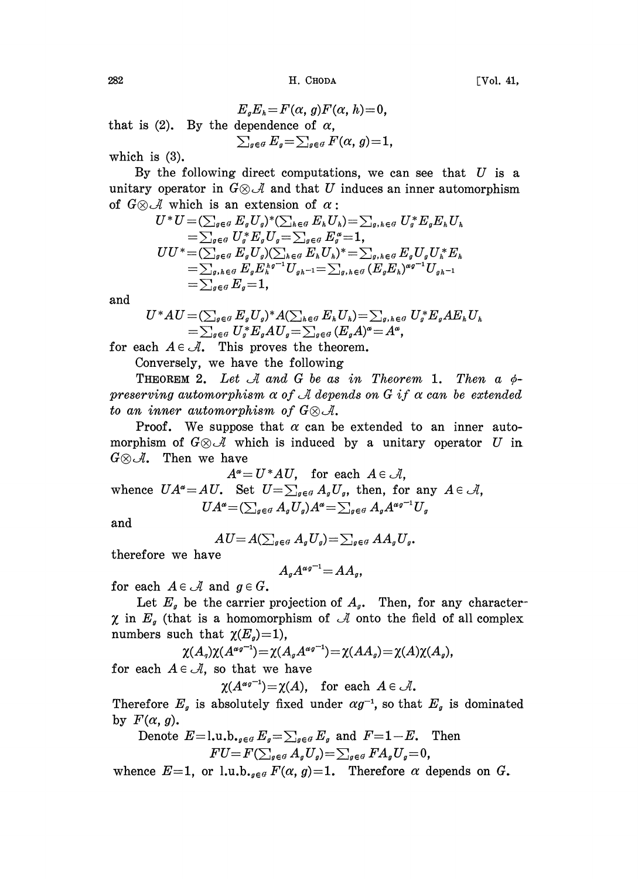$$E_g E_h = F(\alpha, g) F(\alpha, h) = 0,$$

that is (2). By the dependence of $\alpha$,

$$\sum_{g \in G} E_g = \sum_{g \in G} F(\alpha, g) = 1,$$

which is (3).

By the following direct computations, we can see that $U$ is a unitary operator in $G \otimes \mathcal{A}$ and that $U$ induces an inner automorphism of $G \otimes \mathcal{A}$ which is an extension of $\alpha$:

$$\begin{aligned} U^*U &= (\sum_{g \in G} E_g U_g)^* (\sum_{h \in G} E_h U_h) = \sum_{g,h \in G} U_g^* E_g E_h U_h \\ &= \sum_{g \in G} U_g^* E_g U_g = \sum_{g \in G} E_g^\alpha = 1, \\ UU^* &= (\sum_{g \in G} E_g U_g)(\sum_{h \in G} E_h U_h)^* = \sum_{g,h \in G} E_g U_g U_h^* E_h \\ &= \sum_{g,h \in G} E_g E_h^{hg^{-1}} U_{gh^{-1}} = \sum_{g,h \in G} (E_g E_h)^{\alpha g^{-1}} U_{gh^{-1}} \\ &= \sum_{g \in G} E_g = 1, \end{aligned}$$

and

$$\begin{aligned} U^*AU &= (\sum_{g \in G} E_g U_g)^* A (\sum_{h \in G} E_h U_h) = \sum_{g,h \in G} U_g^* E_g A E_h U_h \\ &= \sum_{g \in G} U_g^* E_g A U_g = \sum_{g \in G} (E_g A)^\alpha = A^\alpha, \end{aligned}$$

for each $A \in \mathcal{A}$. This proves the theorem.

Conversely, we have the following

THEOREM 2. *Let $\mathcal{A}$ and $G$ be as in Theorem 1. Then a $\phi$-preserving automorphism $\alpha$ of $\mathcal{A}$ depends on $G$ if $\alpha$ can be extended to an inner automorphism of $G \otimes \mathcal{A}$.*

Proof. We suppose that $\alpha$ can be extended to an inner automorphism of $G \otimes \mathcal{A}$ which is induced by a unitary operator $U$ in $G \otimes \mathcal{A}$. Then we have

$$A^\alpha = U^*AU, \quad \text{for each } A \in \mathcal{A},$$

whence $UA^\alpha = AU$. Set $U = \sum_{g \in G} A_g U_g$, then, for any $A \in \mathcal{A}$,

$$UA^\alpha = (\sum_{g \in G} A_g U_g) A^\alpha = \sum_{g \in G} A_g A^{\alpha g^{-1}} U_g$$

and

$$AU = A(\sum_{g \in G} A_g U_g) = \sum_{g \in G} A A_g U_g.$$

therefore we have

$$A_g A^{\alpha g^{-1}} = A A_g,$$

for each $A \in \mathcal{A}$ and $g \in G$.

Let $E_g$ be the carrier projection of $A_g$. Then, for any character $\chi$ in $E_g$ (that is a homomorphism of $\mathcal{A}$ onto the field of all complex numbers such that $\chi(E_g) = 1$),

$$\chi(A_g)\chi(A^{\alpha g^{-1}}) = \chi(A_g A^{\alpha g^{-1}}) = \chi(AA_g) = \chi(A)\chi(A_g),$$

for each $A \in \mathcal{A}$, so that we have

$$\chi(A^{\alpha g^{-1}}) = \chi(A), \quad \text{for each } A \in \mathcal{A}.$$

Therefore $E_g$ is absolutely fixed under $\alpha g^{-1}$, so that $E_g$ is dominated by $F(\alpha, g)$.

Denote $E = \text{l.u.b.}_{g \in G} E_g = \sum_{g \in G} E_g$ and $F = 1 - E$. Then

$$FU = F(\sum_{g \in G} A_g U_g) = \sum_{g \in G} F A_g U_g = 0,$$

whence $E = 1$, or $\text{l.u.b.}_{g \in G} F(\alpha, g) = 1$. Therefore $\alpha$ depends on $G$.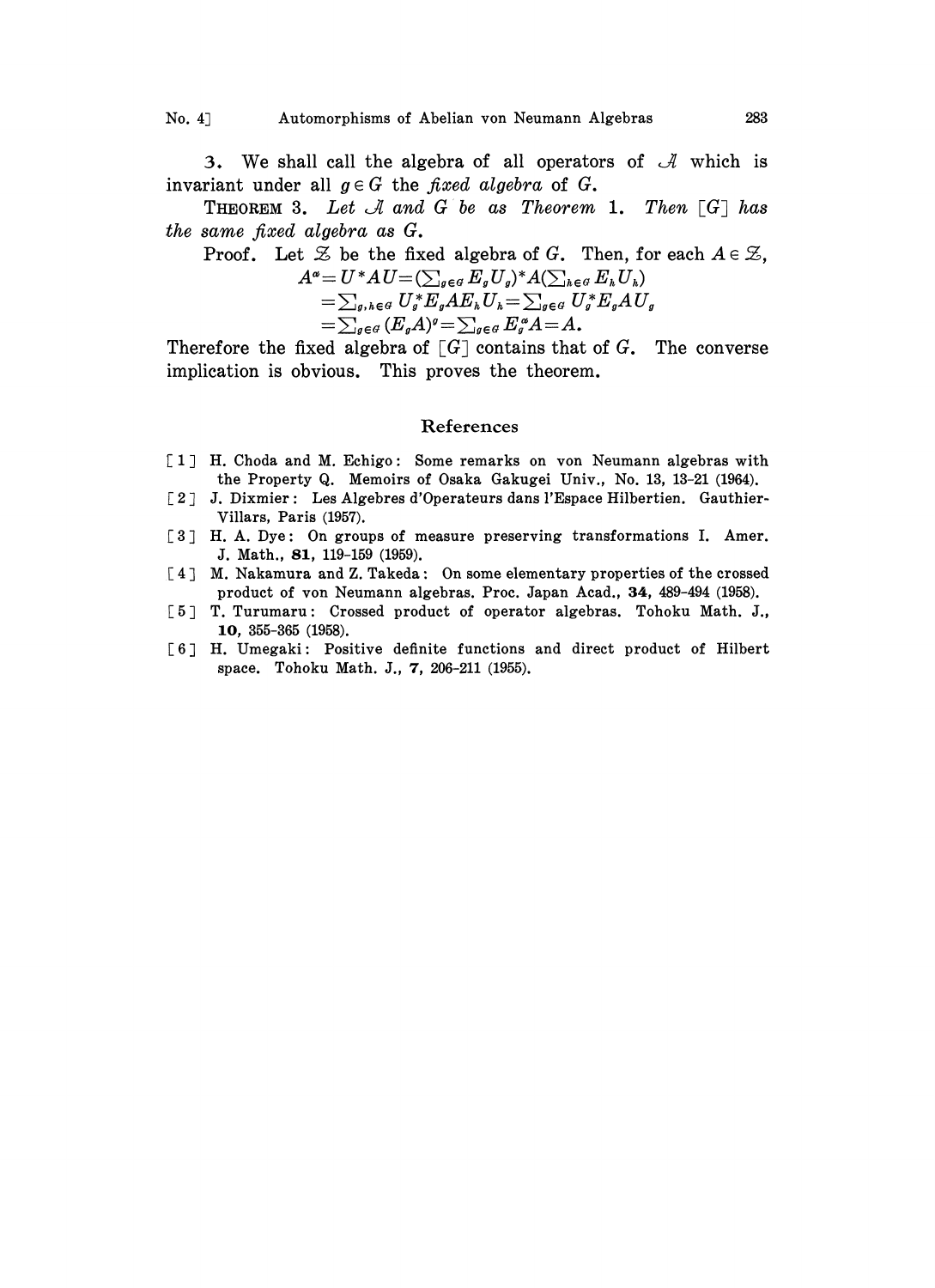3. We shall call the algebra of all operators of $\mathcal{A}$ which is invariant under all $g \in G$ the *fixed algebra* of $G$.

THEOREM 3. *Let $\mathcal{A}$ and $G$ be as Theorem 1. Then $[G]$ has the same fixed algebra as $G$.*

Proof. Let $\mathcal{Z}$ be the fixed algebra of $G$. Then, for each $A \in \mathcal{Z}$,

$$
\begin{aligned}
A^{\alpha} = U^* A U &= (\textstyle\sum_{g \in G} E_g U_g)^* A (\textstyle\sum_{h \in G} E_h U_h) \\
&= \textstyle\sum_{g,h \in G} U_g^* E_g A E_h U_h = \textstyle\sum_{g \in G} U_g^* E_g A U_g \\
&= \textstyle\sum_{g \in G} (E_g A)^g = \textstyle\sum_{g \in G} E_g^{\alpha} A = A.
\end{aligned}
$$

Therefore the fixed algebra of $[G]$ contains that of $G$. The converse implication is obvious. This proves the theorem.

## References

[1] H. Choda and M. Echigo: Some remarks on von Neumann algebras with the Property Q. Memoirs of Osaka Gakugei Univ., No. 13, 13–21 (1964).

[2] J. Dixmier: Les Algebres d'Operateurs dans l'Espace Hilbertien. Gauthier-Villars, Paris (1957).

[3] H. A. Dye: On groups of measure preserving transformations I. Amer. J. Math., **81**, 119–159 (1959).

[4] M. Nakamura and Z. Takeda: On some elementary properties of the crossed product of von Neumann algebras. Proc. Japan Acad., **34**, 489–494 (1958).

[5] T. Turumaru: Crossed product of operator algebras. Tohoku Math. J., **10**, 355–365 (1958).

[6] H. Umegaki: Positive definite functions and direct product of Hilbert space. Tohoku Math. J., **7**, 206–211 (1955).